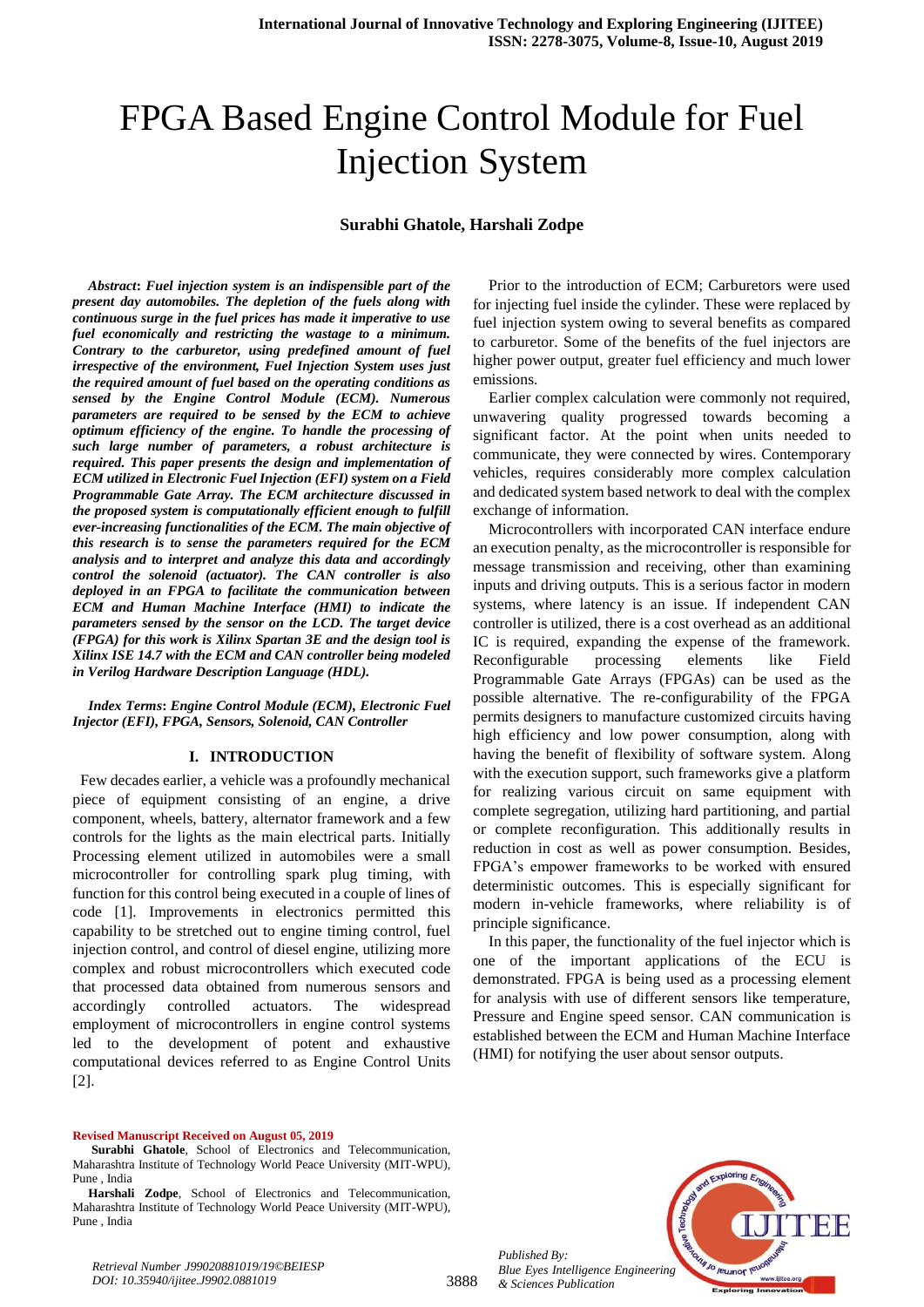# FPGA Based Engine Control Module for Fuel Injection System

**Surabhi Ghatole, Harshali Zodpe**

***Abstract*: *Fuel injection system is an indispensable part of the present day automobiles. The depletion of the fuels along with continuous surge in the fuel prices has made it imperative to use fuel economically and restricting the wastage to a minimum. Contrary to the carburetor, using predefined amount of fuel irrespective of the environment, Fuel Injection System uses just the required amount of fuel based on the operating conditions as sensed by the Engine Control Module (ECM). Numerous parameters are required to be sensed by the ECM to achieve optimum efficiency of the engine. To handle the processing of such large number of parameters, a robust architecture is required. This paper presents the design and implementation of ECM utilized in Electronic Fuel Injection (EFI) system on a Field Programmable Gate Array. The ECM architecture discussed in the proposed system is computationally efficient enough to fulfill ever-increasing functionalities of the ECM. The main objective of this research is to sense the parameters required for the ECM analysis and to interpret and analyze this data and accordingly control the solenoid (actuator). The CAN controller is also deployed in an FPGA to facilitate the communication between ECM and Human Machine Interface (HMI) to indicate the parameters sensed by the sensor on the LCD. The target device (FPGA) for this work is Xilinx Spartan 3E and the design tool is Xilinx ISE 14.7 with the ECM and CAN controller being modeled in Verilog Hardware Description Language (HDL).***

***Index Terms*: *Engine Control Module (ECM), Electronic Fuel Injector (EFI), FPGA, Sensors, Solenoid, CAN Controller***

## I. INTRODUCTION

Few decades earlier, a vehicle was a profoundly mechanical piece of equipment consisting of an engine, a drive component, wheels, battery, alternator framework and a few controls for the lights as the main electrical parts. Initially Processing element utilized in automobiles were a small microcontroller for controlling spark plug timing, with function for this control being executed in a couple of lines of code [1]. Improvements in electronics permitted this capability to be stretched out to engine timing control, fuel injection control, and control of diesel engine, utilizing more complex and robust microcontrollers which executed code that processed data obtained from numerous sensors and accordingly controlled actuators. The widespread employment of microcontrollers in engine control systems led to the development of potent and exhaustive computational devices referred to as Engine Control Units [2].

Prior to the introduction of ECM; Carburetors were used for injecting fuel inside the cylinder. These were replaced by fuel injection system owing to several benefits as compared to carburetor. Some of the benefits of the fuel injectors are higher power output, greater fuel efficiency and much lower emissions.

Earlier complex calculation were commonly not required, unwavering quality progressed towards becoming a significant factor. At the point when units needed to communicate, they were connected by wires. Contemporary vehicles, requires considerably more complex calculation and dedicated system based network to deal with the complex exchange of information.

Microcontrollers with incorporated CAN interface endure an execution penalty, as the microcontroller is responsible for message transmission and receiving, other than examining inputs and driving outputs. This is a serious factor in modern systems, where latency is an issue. If independent CAN controller is utilized, there is a cost overhead as an additional IC is required, expanding the expense of the framework. Reconfigurable processing elements like Field Programmable Gate Arrays (FPGAs) can be used as the possible alternative. The re-configurability of the FPGA permits designers to manufacture customized circuits having high efficiency and low power consumption, along with having the benefit of flexibility of software system. Along with the execution support, such frameworks give a platform for realizing various circuit on same equipment with complete segregation, utilizing hard partitioning, and partial or complete reconfiguration. This additionally results in reduction in cost as well as power consumption. Besides, FPGA's empower frameworks to be worked with ensured deterministic outcomes. This is especially significant for modern in-vehicle frameworks, where reliability is of principle significance.

In this paper, the functionality of the fuel injector which is one of the important applications of the ECU is demonstrated. FPGA is being used as a processing element for analysis with use of different sensors like temperature, Pressure and Engine speed sensor. CAN communication is established between the ECM and Human Machine Interface (HMI) for notifying the user about sensor outputs.

**Revised Manuscript Received on August 05, 2019**

**Surabhi Ghatole**, School of Electronics and Telecommunication, Maharashtra Institute of Technology World Peace University (MIT-WPU), Pune , India

**Harshali Zodpe**, School of Electronics and Telecommunication, Maharashtra Institute of Technology World Peace University (MIT-WPU), Pune , India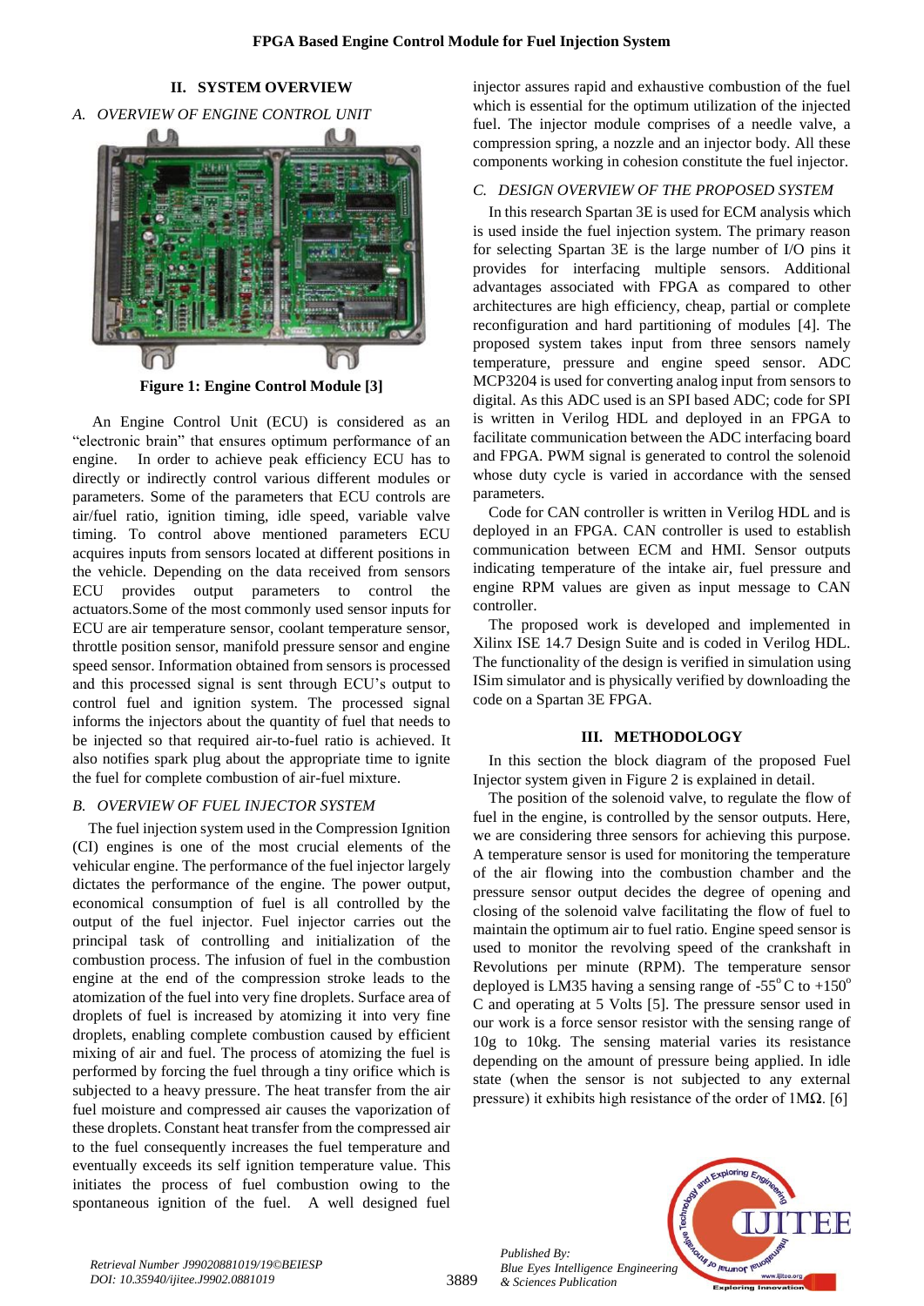## II. SYSTEM OVERVIEW

### *A. OVERVIEW OF ENGINE CONTROL UNIT*

**Figure 1: Engine Control Module [3]**

An Engine Control Unit (ECU) is considered as an "electronic brain" that ensures optimum performance of an engine. In order to achieve peak efficiency ECU has to directly or indirectly control various different modules or parameters. Some of the parameters that ECU controls are air/fuel ratio, ignition timing, idle speed, variable valve timing. To control above mentioned parameters ECU acquires inputs from sensors located at different positions in the vehicle. Depending on the data received from sensors ECU provides output parameters to control the actuators.Some of the most commonly used sensor inputs for ECU are air temperature sensor, coolant temperature sensor, throttle position sensor, manifold pressure sensor and engine speed sensor. Information obtained from sensors is processed and this processed signal is sent through ECU's output to control fuel and ignition system. The processed signal informs the injectors about the quantity of fuel that needs to be injected so that required air-to-fuel ratio is achieved. It also notifies spark plug about the appropriate time to ignite the fuel for complete combustion of air-fuel mixture.

### *B. OVERVIEW OF FUEL INJECTOR SYSTEM*

The fuel injection system used in the Compression Ignition (CI) engines is one of the most crucial elements of the vehicular engine. The performance of the fuel injector largely dictates the performance of the engine. The power output, economical consumption of fuel is all controlled by the output of the fuel injector. Fuel injector carries out the principal task of controlling and initialization of the combustion process. The infusion of fuel in the combustion engine at the end of the compression stroke leads to the atomization of the fuel into very fine droplets. Surface area of droplets of fuel is increased by atomizing it into very fine droplets, enabling complete combustion caused by efficient mixing of air and fuel. The process of atomizing the fuel is performed by forcing the fuel through a tiny orifice which is subjected to a heavy pressure. The heat transfer from the air fuel moisture and compressed air causes the vaporization of these droplets. Constant heat transfer from the compressed air to the fuel consequently increases the fuel temperature and eventually exceeds its self ignition temperature value. This initiates the process of fuel combustion owing to the spontaneous ignition of the fuel. A well designed fuel injector assures rapid and exhaustive combustion of the fuel which is essential for the optimum utilization of the injected fuel. The injector module comprises of a needle valve, a compression spring, a nozzle and an injector body. All these components working in cohesion constitute the fuel injector.

### *C. DESIGN OVERVIEW OF THE PROPOSED SYSTEM*

In this research Spartan 3E is used for ECM analysis which is used inside the fuel injection system. The primary reason for selecting Spartan 3E is the large number of I/O pins it provides for interfacing multiple sensors. Additional advantages associated with FPGA as compared to other architectures are high efficiency, cheap, partial or complete reconfiguration and hard partitioning of modules [4]. The proposed system takes input from three sensors namely temperature, pressure and engine speed sensor. ADC MCP3204 is used for converting analog input from sensors to digital. As this ADC used is an SPI based ADC; code for SPI is written in Verilog HDL and deployed in an FPGA to facilitate communication between the ADC interfacing board and FPGA. PWM signal is generated to control the solenoid whose duty cycle is varied in accordance with the sensed parameters.

Code for CAN controller is written in Verilog HDL and is deployed in an FPGA. CAN controller is used to establish communication between ECM and HMI. Sensor outputs indicating temperature of the intake air, fuel pressure and engine RPM values are given as input message to CAN controller.

The proposed work is developed and implemented in Xilinx ISE 14.7 Design Suite and is coded in Verilog HDL. The functionality of the design is verified in simulation using ISim simulator and is physically verified by downloading the code on a Spartan 3E FPGA.

## III. METHODOLOGY

In this section the block diagram of the proposed Fuel Injector system given in Figure 2 is explained in detail.

The position of the solenoid valve, to regulate the flow of fuel in the engine, is controlled by the sensor outputs. Here, we are considering three sensors for achieving this purpose. A temperature sensor is used for monitoring the temperature of the air flowing into the combustion chamber and the pressure sensor output decides the degree of opening and closing of the solenoid valve facilitating the flow of fuel to maintain the optimum air to fuel ratio. Engine speed sensor is used to monitor the revolving speed of the crankshaft in Revolutions per minute (RPM). The temperature sensor deployed is LM35 having a sensing range of $-55^{o}$ C to $+150^{o}$ C and operating at 5 Volts [5]. The pressure sensor used in our work is a force sensor resistor with the sensing range of 10g to 10kg. The sensing material varies its resistance depending on the amount of pressure being applied. In idle state (when the sensor is not subjected to any external pressure) it exhibits high resistance of the order of 1MΩ. [6]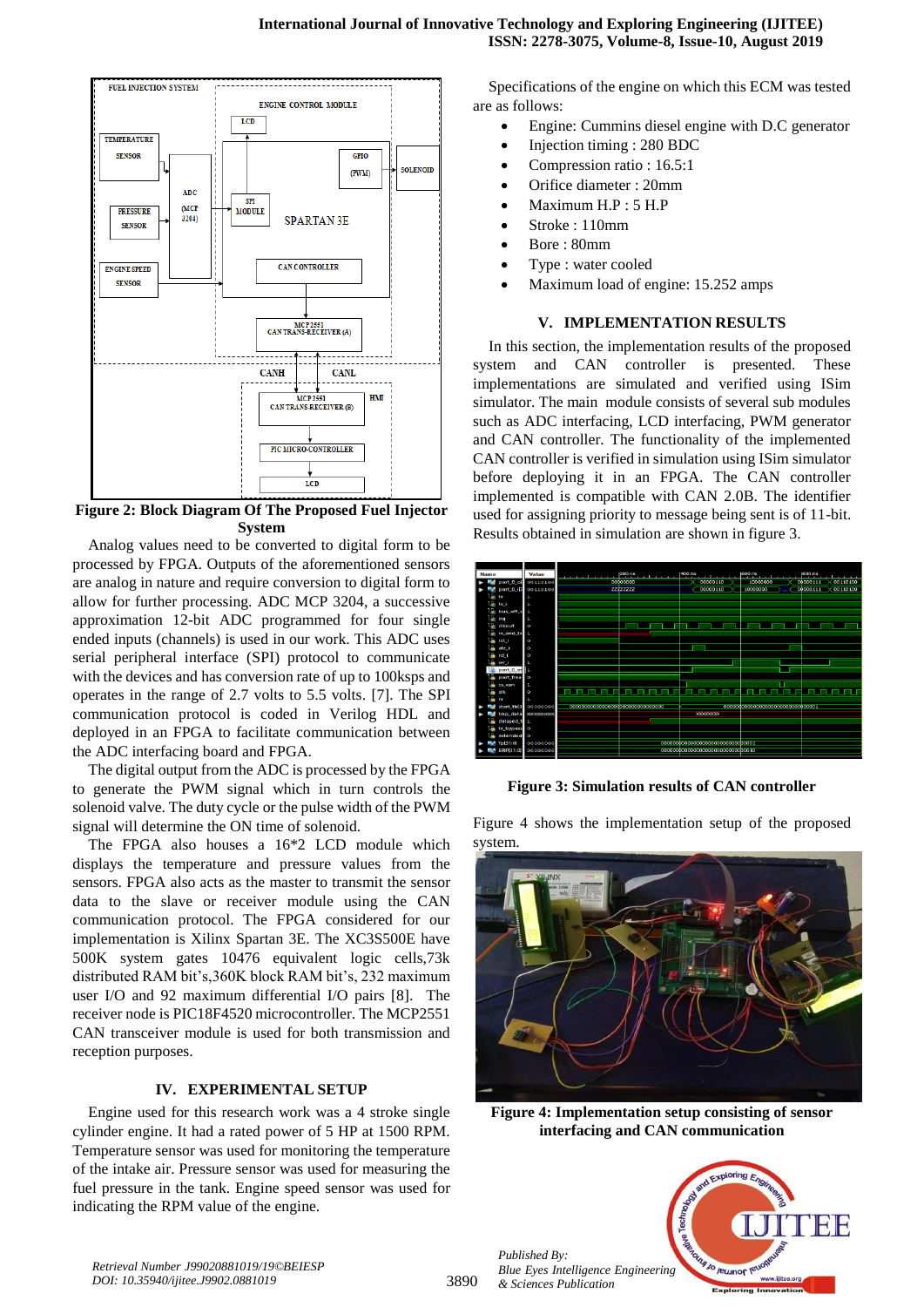Figure 2: Block Diagram Of The Proposed Fuel Injector System

Analog values need to be converted to digital form to be processed by FPGA. Outputs of the aforementioned sensors are analog in nature and require conversion to digital form to allow for further processing. ADC MCP 3204, a successive approximation 12-bit ADC programmed for four single ended inputs (channels) is used in our work. This ADC uses serial peripheral interface (SPI) protocol to communicate with the devices and has conversion rate of up to 100ksps and operates in the range of 2.7 volts to 5.5 volts. [7]. The SPI communication protocol is coded in Verilog HDL and deployed in an FPGA to facilitate communication between the ADC interfacing board and FPGA.

The digital output from the ADC is processed by the FPGA to generate the PWM signal which in turn controls the solenoid valve. The duty cycle or the pulse width of the PWM signal will determine the ON time of solenoid.

The FPGA also houses a 16*2 LCD module which displays the temperature and pressure values from the sensors. FPGA also acts as the master to transmit the sensor data to the slave or receiver module using the CAN communication protocol. The FPGA considered for our implementation is Xilinx Spartan 3E. The XC3S500E have 500K system gates 10476 equivalent logic cells,73k distributed RAM bit's,360K block RAM bit's, 232 maximum user I/O and 92 maximum differential I/O pairs [8]. The receiver node is PIC18F4520 microcontroller. The MCP2551 CAN transceiver module is used for both transmission and reception purposes.

## IV. EXPERIMENTAL SETUP

Engine used for this research work was a 4 stroke single cylinder engine. It had a rated power of 5 HP at 1500 RPM. Temperature sensor was used for monitoring the temperature of the intake air. Pressure sensor was used for measuring the fuel pressure in the tank. Engine speed sensor was used for indicating the RPM value of the engine.

Specifications of the engine on which this ECM was tested are as follows:

- Engine: Cummins diesel engine with D.C generator
- Injection timing : 280 BDC
- Compression ratio : 16.5:1
- Orifice diameter : 20mm
- Maximum H.P : 5 H.P
- Stroke : 110mm
- Bore : 80mm
- Type : water cooled
- Maximum load of engine: 15.252 amps

## V. IMPLEMENTATION RESULTS

In this section, the implementation results of the proposed system and CAN controller is presented. These implementations are simulated and verified using ISim simulator. The main module consists of several sub modules such as ADC interfacing, LCD interfacing, PWM generator and CAN controller. The functionality of the implemented CAN controller is verified in simulation using ISim simulator before deploying it in an FPGA. The CAN controller implemented is compatible with CAN 2.0B. The identifier used for assigning priority to message being sent is of 11-bit. Results obtained in simulation are shown in figure 3.

Figure 3: Simulation results of CAN controller

Figure 4 shows the implementation setup of the proposed system.

Figure 4: Implementation setup consisting of sensor interfacing and CAN communication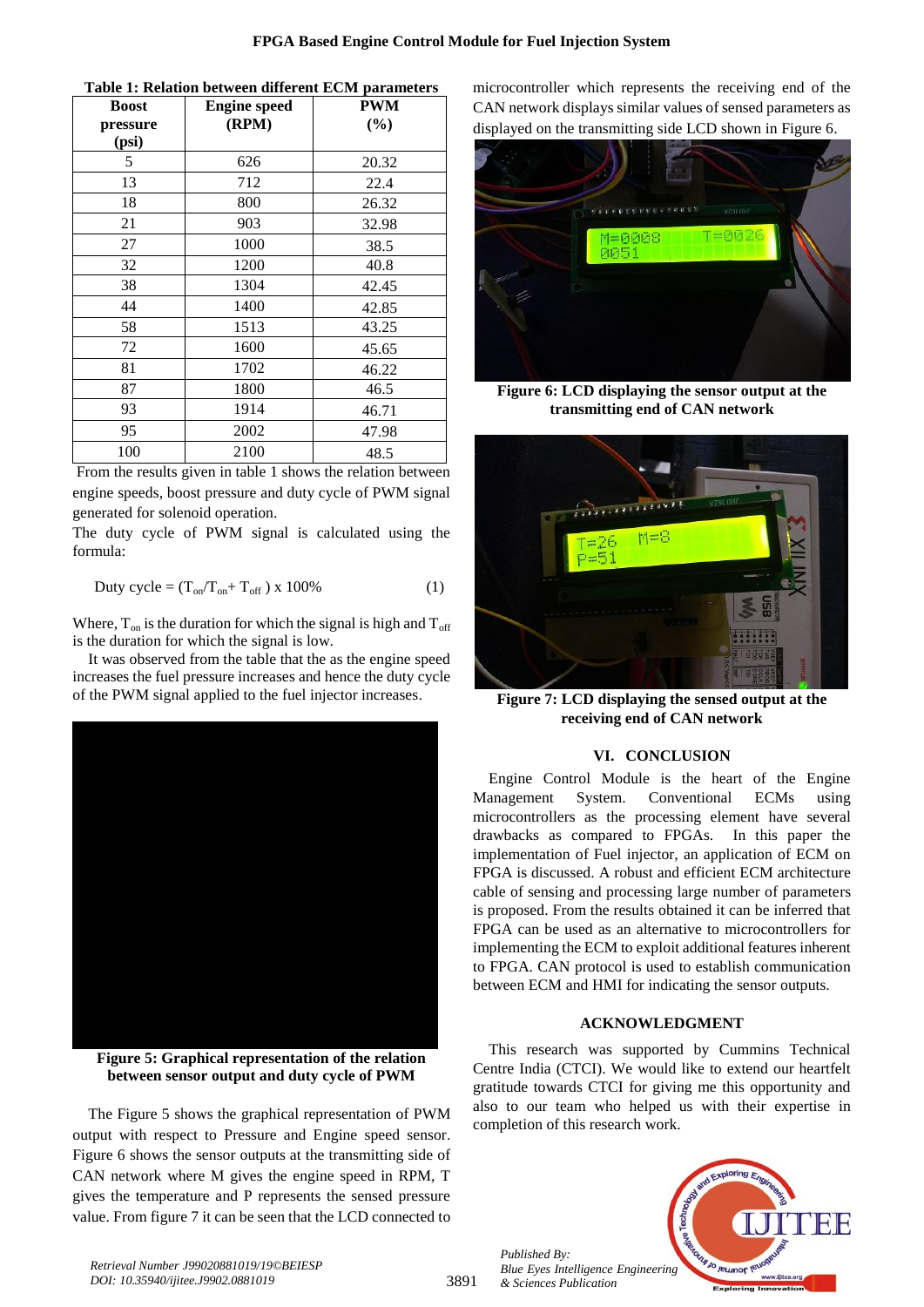**Table 1: Relation between different ECM parameters**

| Boost pressure (psi) | Engine speed (RPM) | PWM (%) |
|---|---|---|
| 5 | 626 | 20.32 |
| 13 | 712 | 22.4 |
| 18 | 800 | 26.32 |
| 21 | 903 | 32.98 |
| 27 | 1000 | 38.5 |
| 32 | 1200 | 40.8 |
| 38 | 1304 | 42.45 |
| 44 | 1400 | 42.85 |
| 58 | 1513 | 43.25 |
| 72 | 1600 | 45.65 |
| 81 | 1702 | 46.22 |
| 87 | 1800 | 46.5 |
| 93 | 1914 | 46.71 |
| 95 | 2002 | 47.98 |
| 100 | 2100 | 48.5 |

From the results given in table 1 shows the relation between engine speeds, boost pressure and duty cycle of PWM signal generated for solenoid operation.

The duty cycle of PWM signal is calculated using the formula:

$$\text{Duty cycle} = (T_{on}/T_{on} + T_{off}) \times 100\% \qquad (1)$$

Where, $T_{on}$ is the duration for which the signal is high and $T_{off}$ is the duration for which the signal is low.

It was observed from the table that the as the engine speed increases the fuel pressure increases and hence the duty cycle of the PWM signal applied to the fuel injector increases.

**Figure 5: Graphical representation of the relation between sensor output and duty cycle of PWM**

The Figure 5 shows the graphical representation of PWM output with respect to Pressure and Engine speed sensor. Figure 6 shows the sensor outputs at the transmitting side of CAN network where M gives the engine speed in RPM, T gives the temperature and P represents the sensed pressure value. From figure 7 it can be seen that the LCD connected to microcontroller which represents the receiving end of the CAN network displays similar values of sensed parameters as displayed on the transmitting side LCD shown in Figure 6.

**Figure 6: LCD displaying the sensor output at the transmitting end of CAN network**

**Figure 7: LCD displaying the sensed output at the receiving end of CAN network**

## VI. CONCLUSION

Engine Control Module is the heart of the Engine Management System. Conventional ECMs using microcontrollers as the processing element have several drawbacks as compared to FPGAs. In this paper the implementation of Fuel injector, an application of ECM on FPGA is discussed. A robust and efficient ECM architecture cable of sensing and processing large number of parameters is proposed. From the results obtained it can be inferred that FPGA can be used as an alternative to microcontrollers for implementing the ECM to exploit additional features inherent to FPGA. CAN protocol is used to establish communication between ECM and HMI for indicating the sensor outputs.

## ACKNOWLEDGMENT

This research was supported by Cummins Technical Centre India (CTCI). We would like to extend our heartfelt gratitude towards CTCI for giving me this opportunity and also to our team who helped us with their expertise in completion of this research work.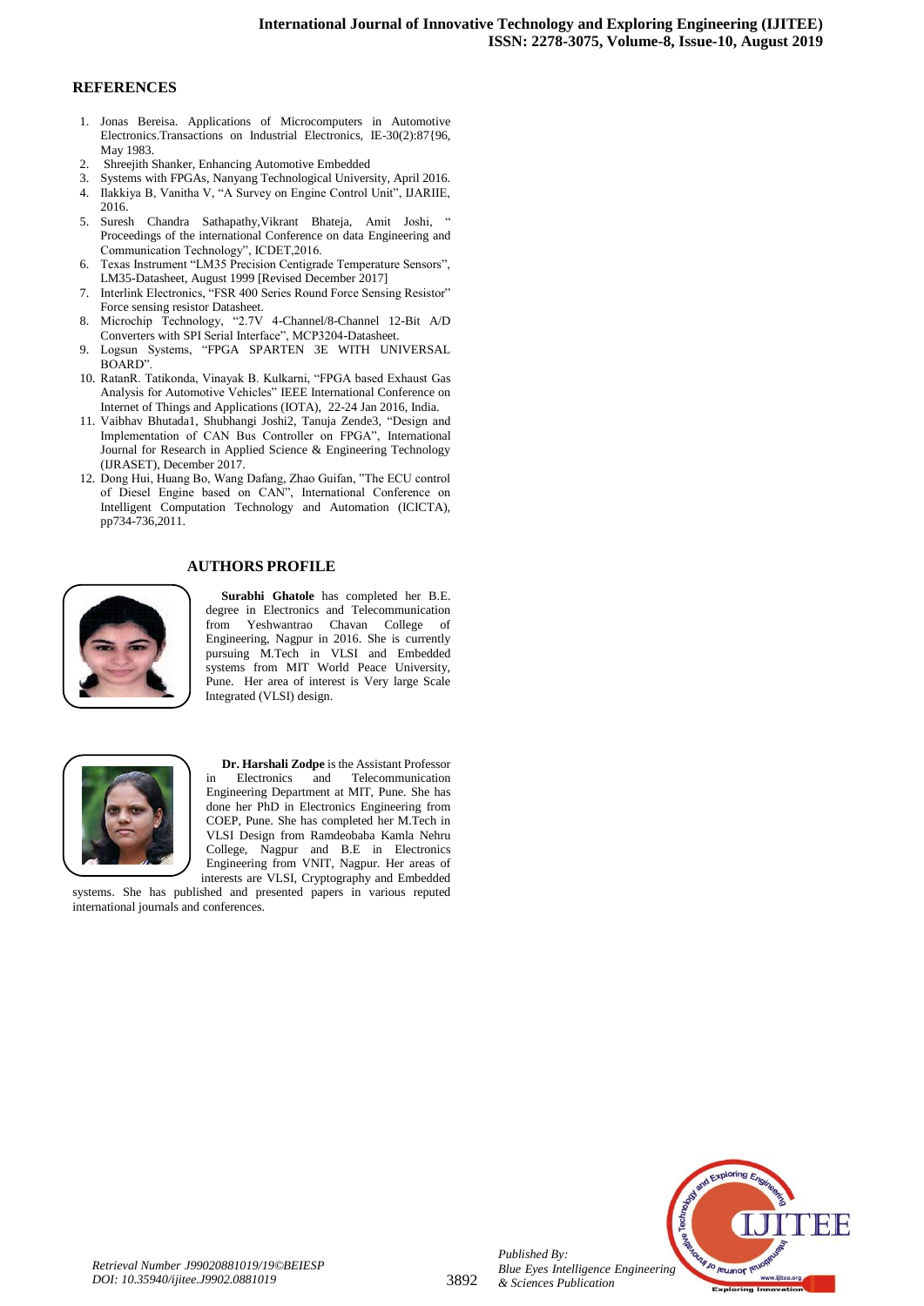## REFERENCES

1. Jonas Bereisa. Applications of Microcomputers in Automotive Electronics.Transactions on Industrial Electronics, IE-30(2):87{96, May 1983.
2. Shreejith Shanker, Enhancing Automotive Embedded
3. Systems with FPGAs, Nanyang Technological University, April 2016.
4. Ilakkiya B, Vanitha V, "A Survey on Engine Control Unit", IJARIIE, 2016.
5. Suresh Chandra Sathapathy,Vikrant Bhateja, Amit Joshi, " Proceedings of the international Conference on data Engineering and Communication Technology", ICDET,2016.
6. Texas Instrument "LM35 Precision Centigrade Temperature Sensors", LM35-Datasheet, August 1999 [Revised December 2017]
7. Interlink Electronics, "FSR 400 Series Round Force Sensing Resistor" Force sensing resistor Datasheet.
8. Microchip Technology, "2.7V 4-Channel/8-Channel 12-Bit A/D Converters with SPI Serial Interface", MCP3204-Datasheet.
9. Logsun Systems, "FPGA SPARTEN 3E WITH UNIVERSAL BOARD".
10. RatanR. Tatikonda, Vinayak B. Kulkarni, "FPGA based Exhaust Gas Analysis for Automotive Vehicles" IEEE International Conference on Internet of Things and Applications (IOTA), 22-24 Jan 2016, India.
11. Vaibhav Bhutada1, Shubhangi Joshi2, Tanuja Zende3, "Design and Implementation of CAN Bus Controller on FPGA", International Journal for Research in Applied Science & Engineering Technology (IJRASET), December 2017.
12. Dong Hui, Huang Bo, Wang Dafang, Zhao Guifan, "The ECU control of Diesel Engine based on CAN", International Conference on Intelligent Computation Technology and Automation (ICICTA), pp734-736,2011.

## AUTHORS PROFILE

**Surabhi Ghatole** has completed her B.E. degree in Electronics and Telecommunication from Yeshwantrao Chavan College of Engineering, Nagpur in 2016. She is currently pursuing M.Tech in VLSI and Embedded systems from MIT World Peace University, Pune. Her area of interest is Very large Scale Integrated (VLSI) design.

**Dr. Harshali Zodpe** is the Assistant Professor in Electronics and Telecommunication Engineering Department at MIT, Pune. She has done her PhD in Electronics Engineering from COEP, Pune. She has completed her M.Tech in VLSI Design from Ramdeobaba Kamla Nehru College, Nagpur and B.E in Electronics Engineering from VNIT, Nagpur. Her areas of interests are VLSI, Cryptography and Embedded systems. She has published and presented papers in various reputed international journals and conferences.